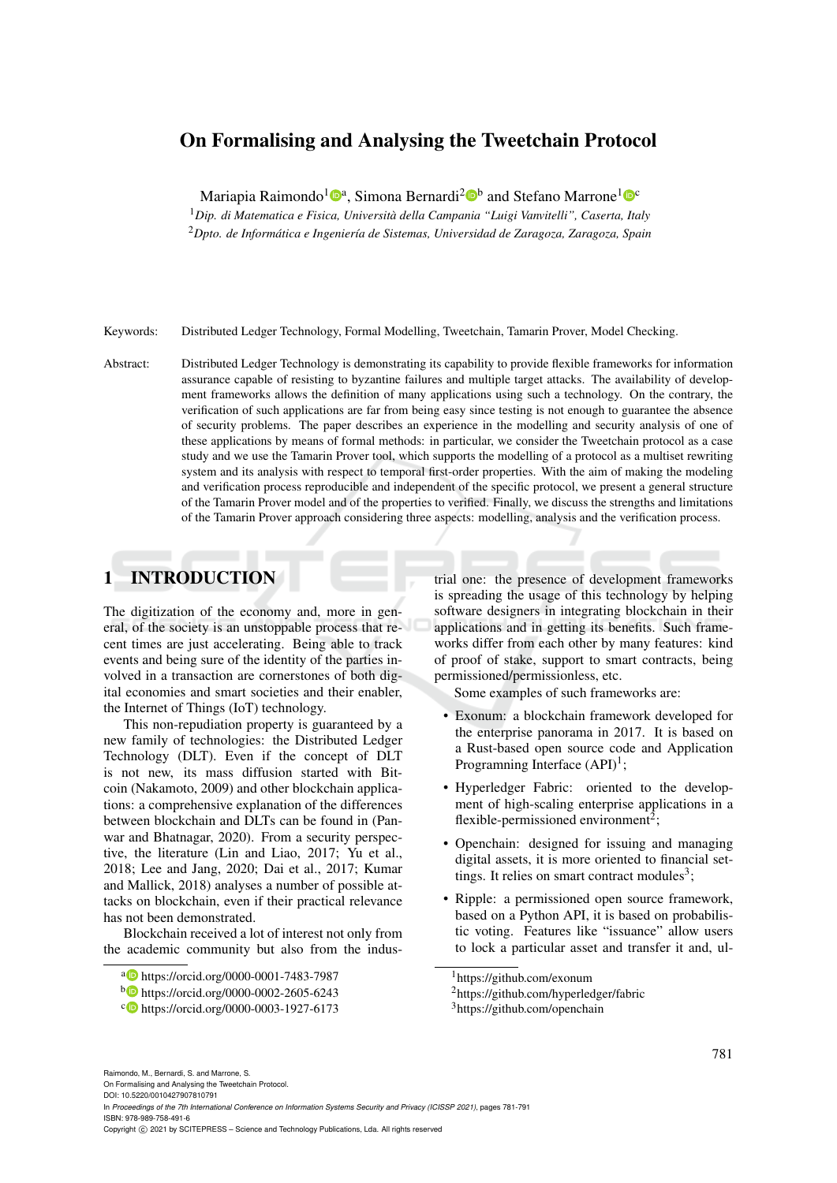# On Formalising and Analysing the Tweetchain Protocol

Mariapia Raimondo[1][a], Simona Bernardi[2][b] and Stefano Marrone[1][c]

[1] *Dip. di Matematica e Fisica, Università della Campania "Luigi Vanvitelli", Caserta, Italy*
[2] *Dpto. de Informática e Ingeniería de Sistemas, Universidad de Zaragoza, Zaragoza, Spain*

Keywords: Distributed Ledger Technology, Formal Modelling, Tweetchain, Tamarin Prover, Model Checking.

Abstract: Distributed Ledger Technology is demonstrating its capability to provide flexible frameworks for information assurance capable of resisting to byzantine failures and multiple target attacks. The availability of development frameworks allows the definition of many applications using such a technology. On the contrary, the verification of such applications are far from being easy since testing is not enough to guarantee the absence of security problems. The paper describes an experience in the modelling and security analysis of one of these applications by means of formal methods: in particular, we consider the Tweetchain protocol as a case study and we use the Tamarin Prover tool, which supports the modelling of a protocol as a multiset rewriting system and its analysis with respect to temporal first-order properties. With the aim of making the modeling and verification process reproducible and independent of the specific protocol, we present a general structure of the Tamarin Prover model and of the properties to verified. Finally, we discuss the strengths and limitations of the Tamarin Prover approach considering three aspects: modelling, analysis and the verification process.

## 1 INTRODUCTION

The digitization of the economy and, more in general, of the society is an unstoppable process that recent times are just accelerating. Being able to track events and being sure of the identity of the parties involved in a transaction are cornerstones of both digital economies and smart societies and their enabler, the Internet of Things (IoT) technology.

This non-repudiation property is guaranteed by a new family of technologies: the Distributed Ledger Technology (DLT). Even if the concept of DLT is not new, its mass diffusion started with Bitcoin (Nakamoto, 2009) and other blockchain applications: a comprehensive explanation of the differences between blockchain and DLTs can be found in (Panwar and Bhatnagar, 2020). From a security perspective, the literature (Lin and Liao, 2017; Yu et al., 2018; Lee and Jang, 2020; Dai et al., 2017; Kumar and Mallick, 2018) analyses a number of possible attacks on blockchain, even if their practical relevance has not been demonstrated.

Blockchain received a lot of interest not only from the academic community but also from the industrial one: the presence of development frameworks is spreading the usage of this technology by helping software designers in integrating blockchain in their applications and in getting its benefits. Such frameworks differ from each other by many features: kind of proof of stake, support to smart contracts, being permissioned/permissionless, etc.

Some examples of such frameworks are:

- Exonum: a blockchain framework developed for the enterprise panorama in 2017. It is based on a Rust-based open source code and Application Programming Interface (API)[1];
- Hyperledger Fabric: oriented to the development of high-scaling enterprise applications in a flexible-permissioned environment[2];
- Openchain: designed for issuing and managing digital assets, it is more oriented to financial settings. It relies on smart contract modules[3];
- Ripple: a permissioned open source framework, based on a Python API, it is based on probabilistic voting. Features like "issuance" allow users to lock a particular asset and transfer it and, ul-

[a] https://orcid.org/0000-0001-7483-7987
[b] https://orcid.org/0000-0002-2605-6243
[c] https://orcid.org/0000-0003-1927-6173

[1] https://github.com/exonum
[2] https://github.com/hyperledger/fabric
[3] https://github.com/openchain

Raimondo, M., Bernardi, S. and Marrone, S.
On Formalising and Analysing the Tweetchain Protocol.
DOI: 10.5220/0010427907810791
In *Proceedings of the 7th International Conference on Information Systems Security and Privacy (ICISSP 2021)*, pages 781-791
ISBN: 978-989-758-491-6
Copyright © 2021 by SCITEPRESS – Science and Technology Publications, Lda. All rights reserved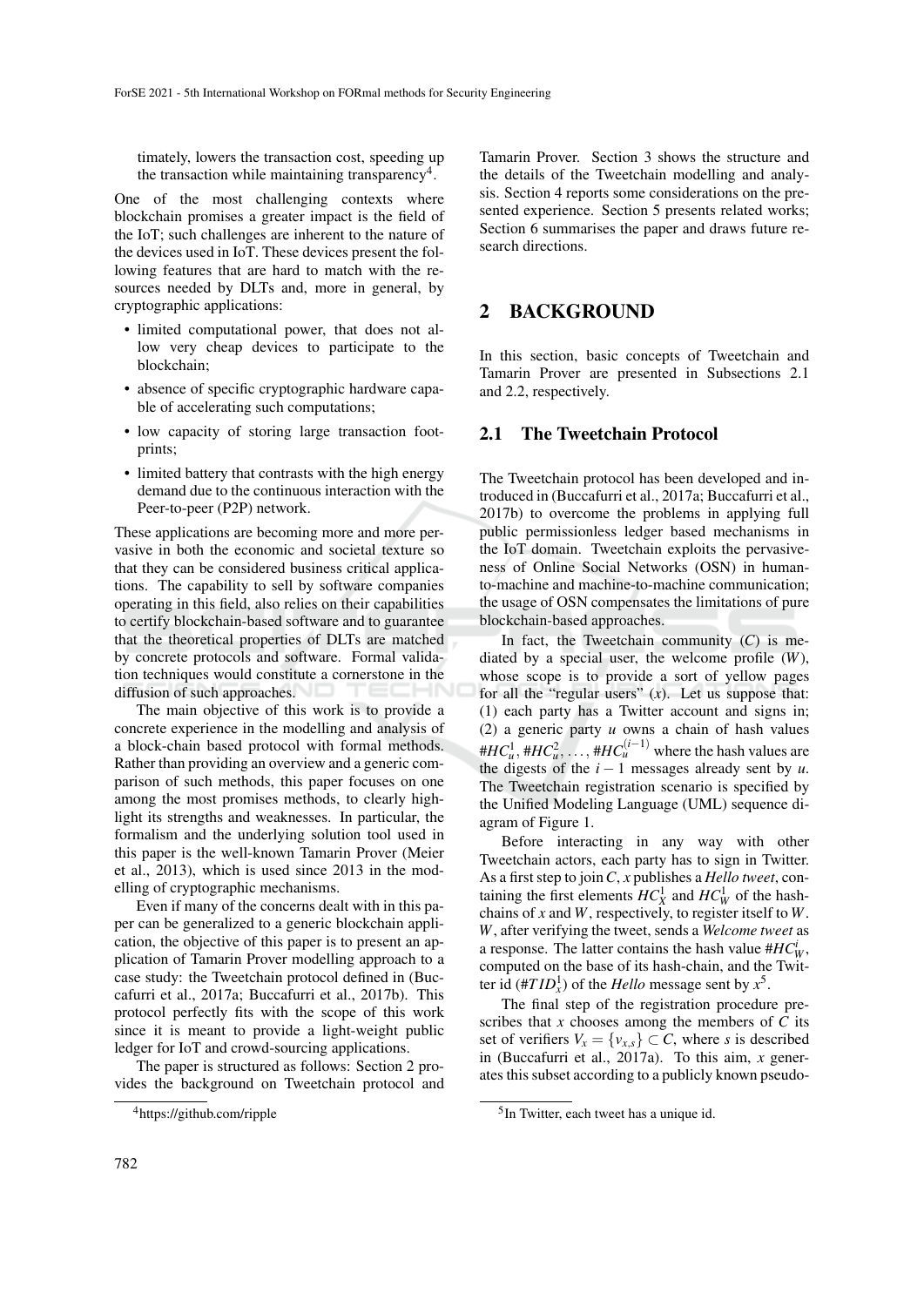timately, lowers the transaction cost, speeding up the transaction while maintaining transparency[4].

One of the most challenging contexts where blockchain promises a greater impact is the field of the IoT; such challenges are inherent to the nature of the devices used in IoT. These devices present the following features that are hard to match with the resources needed by DLTs and, more in general, by cryptographic applications:

- limited computational power, that does not allow very cheap devices to participate to the blockchain;
- absence of specific cryptographic hardware capable of accelerating such computations;
- low capacity of storing large transaction footprints;
- limited battery that contrasts with the high energy demand due to the continuous interaction with the Peer-to-peer (P2P) network.

These applications are becoming more and more pervasive in both the economic and societal texture so that they can be considered business critical applications. The capability to sell by software companies operating in this field, also relies on their capabilities to certify blockchain-based software and to guarantee that the theoretical properties of DLTs are matched by concrete protocols and software. Formal validation techniques would constitute a cornerstone in the diffusion of such approaches.

The main objective of this work is to provide a concrete experience in the modelling and analysis of a block-chain based protocol with formal methods. Rather than providing an overview and a generic comparison of such methods, this paper focuses on one among the most promises methods, to clearly highlight its strengths and weaknesses. In particular, the formalism and the underlying solution tool used in this paper is the well-known Tamarin Prover (Meier et al., 2013), which is used since 2013 in the modelling of cryptographic mechanisms.

Even if many of the concerns dealt with in this paper can be generalized to a generic blockchain application, the objective of this paper is to present an application of Tamarin Prover modelling approach to a case study: the Tweetchain protocol defined in (Buccafurri et al., 2017a; Buccafurri et al., 2017b). This protocol perfectly fits with the scope of this work since it is meant to provide a light-weight public ledger for IoT and crowd-sourcing applications.

The paper is structured as follows: Section 2 provides the background on Tweetchain protocol and Tamarin Prover. Section 3 shows the structure and the details of the Tweetchain modelling and analysis. Section 4 reports some considerations on the presented experience. Section 5 presents related works; Section 6 summarises the paper and draws future research directions.

[4]https://github.com/ripple

## 2 BACKGROUND

In this section, basic concepts of Tweetchain and Tamarin Prover are presented in Subsections 2.1 and 2.2, respectively.

### 2.1 The Tweetchain Protocol

The Tweetchain protocol has been developed and introduced in (Buccafurri et al., 2017a; Buccafurri et al., 2017b) to overcome the problems in applying full public permissionless ledger based mechanisms in the IoT domain. Tweetchain exploits the pervasiveness of Online Social Networks (OSN) in human-to-machine and machine-to-machine communication; the usage of OSN compensates the limitations of pure blockchain-based approaches.

In fact, the Tweetchain community ($C$) is mediated by a special user, the welcome profile ($W$), whose scope is to provide a sort of yellow pages for all the "regular users" ($x$). Let us suppose that: (1) each party has a Twitter account and signs in; (2) a generic party $u$ owns a chain of hash values $\#HC_u^1, \#HC_u^2, \ldots, \#HC_u^{(i-1)}$ where the hash values are the digests of the $i-1$ messages already sent by $u$. The Tweetchain registration scenario is specified by the Unified Modeling Language (UML) sequence diagram of Figure 1.

Before interacting in any way with other Tweetchain actors, each party has to sign in Twitter. As a first step to join $C$, $x$ publishes a *Hello tweet*, containing the first elements $HC_X^1$ and $HC_W^1$ of the hash-chains of $x$ and $W$, respectively, to register itself to $W$. $W$, after verifying the tweet, sends a *Welcome tweet* as a response. The latter contains the hash value $\#HC_W^i$, computed on the base of its hash-chain, and the Twitter id ($\#TID_x^1$) of the *Hello* message sent by $x$[5].

The final step of the registration procedure prescribes that $x$ chooses among the members of $C$ its set of verifiers $V_x = \{v_{x,s}\} \subset C$, where $s$ is described in (Buccafurri et al., 2017a). To this aim, $x$ generates this subset according to a publicly known pseudo-

[5]In Twitter, each tweet has a unique id.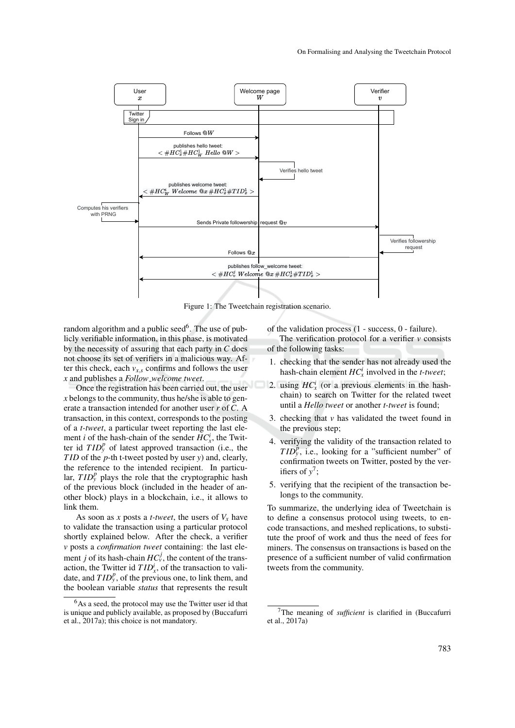User
$x$

Welcome page
$W$

Verifier
$v$

Twitter
Sign in

Follows $@W$

publishes hello tweet:
$<\#HC_x^1\#HC_W^1\ Hello\ @W>$

Verifies hello tweet

publishes welcome tweet:
$<\#HC_W^n\ Welcome\ @x\#HC_x^1\#TID_x^1>$

Computes his verifiers
with PRNG

Sends Private followership request $@v$

Verifies followership
request

Follows $@x$

publishes follow_welcome tweet:
$<\#HC_v^t\ Welcome\ @x\#HC_x^1\#TID_x^1>$

Figure 1: The Tweetchain registration scenario.

random algorithm and a public seed[6]. The use of publicly verifiable information, in this phase, is motivated by the necessity of assuring that each party in $C$ does not choose its set of verifiers in a malicious way. After this check, each $v_{x,s}$ confirms and follows the user $x$ and publishes a *Follow_welcome tweet*.

Once the registration has been carried out, the user $x$ belongs to the community, thus he/she is able to generate a transaction intended for another user $r$ of $C$. A transaction, in this context, corresponds to the posting of a *t-tweet*, a particular tweet reporting the last element $i$ of the hash-chain of the sender $HC_x^i$, the Twitter id $TID_y^p$ of latest approved transaction (i.e., the $TID$ of the $p$-th t-tweet posted by user $y$) and, clearly, the reference to the intended recipient. In particular, $TID_y^p$ plays the role that the cryptographic hash of the previous block (included in the header of another block) plays in a blockchain, i.e., it allows to link them.

As soon as $x$ posts a *t-tweet*, the users of $V_x$ have to validate the transaction using a particular protocol shortly explained below. After the check, a verifier $v$ posts a *confirmation tweet* containing: the last element $j$ of its hash-chain $HC_v^j$, the content of the transaction, the Twitter id $TID_x^i$, of the transaction to validate, and $TID_y^p$, of the previous one, to link them, and the boolean variable *status* that represents the result of the validation process (1 - success, 0 - failure).

The verification protocol for a verifier $v$ consists of the following tasks:

1. checking that the sender has not already used the hash-chain element $HC_x^i$ involved in the *t-tweet*;
2. using $HC_x^i$ (or a previous elements in the hash-chain) to search on Twitter for the related tweet until a *Hello tweet* or another *t-tweet* is found;
3. checking that $v$ has validated the tweet found in the previous step;
4. verifying the validity of the transaction related to $TID_y^p$, i.e., looking for a "sufficient number" of confirmation tweets on Twitter, posted by the verifiers of $y$[7];
5. verifying that the recipient of the transaction belongs to the community.

To summarize, the underlying idea of Tweetchain is to define a consensus protocol using tweets, to encode transactions, and meshed replications, to substitute the proof of work and thus the need of fees for miners. The consensus on transactions is based on the presence of a sufficient number of valid confirmation tweets from the community.

[6] As a seed, the protocol may use the Twitter user id that is unique and publicly available, as proposed by (Buccafurri et al., 2017a); this choice is not mandatory.

[7] The meaning of *sufficient* is clarified in (Buccafurri et al., 2017a)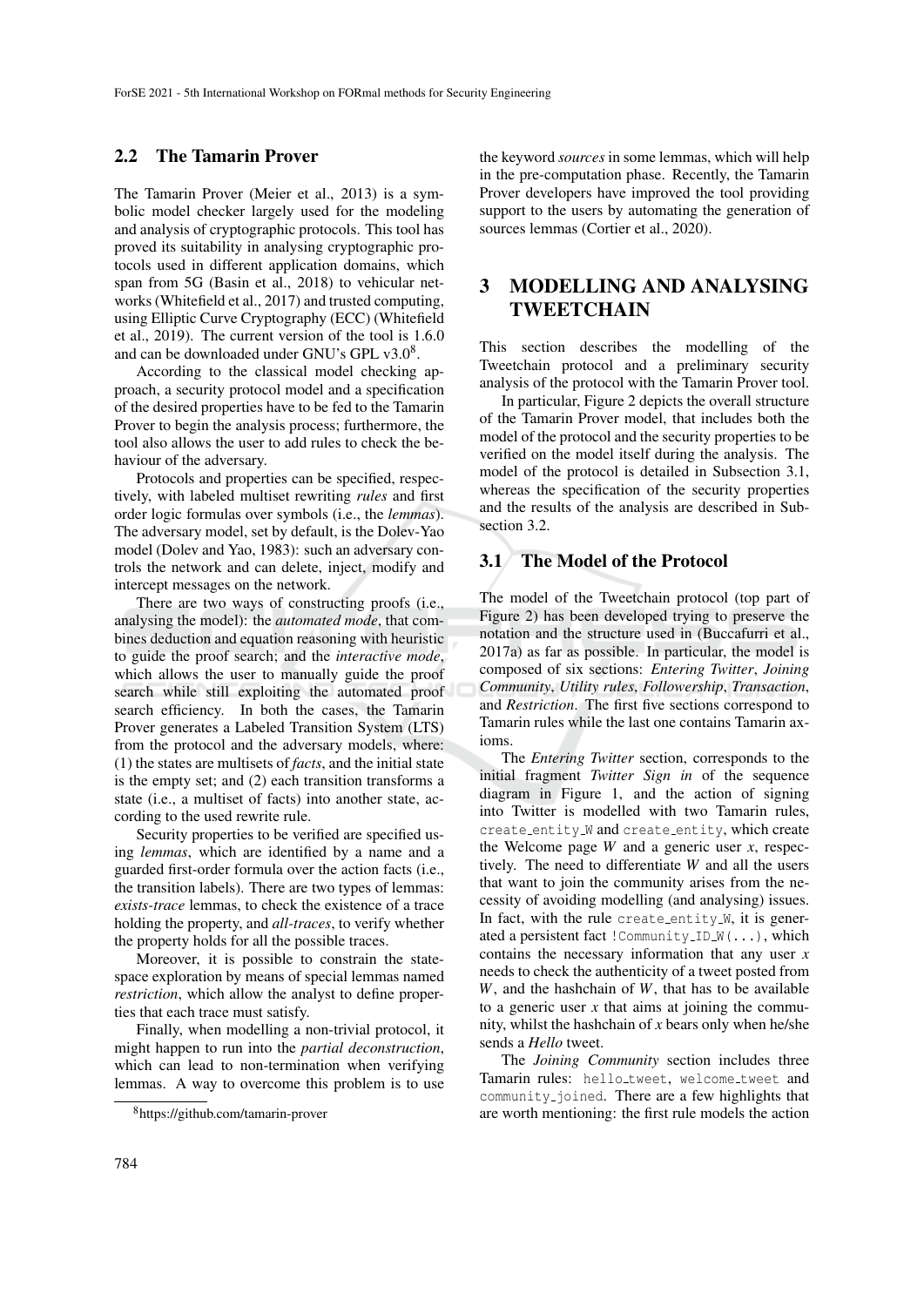## 2.2 The Tamarin Prover

The Tamarin Prover (Meier et al., 2013) is a symbolic model checker largely used for the modeling and analysis of cryptographic protocols. This tool has proved its suitability in analysing cryptographic protocols used in different application domains, which span from 5G (Basin et al., 2018) to vehicular networks (Whitefield et al., 2017) and trusted computing, using Elliptic Curve Cryptography (ECC) (Whitefield et al., 2019). The current version of the tool is 1.6.0 and can be downloaded under GNU's GPL v3.0[8].

According to the classical model checking approach, a security protocol model and a specification of the desired properties have to be fed to the Tamarin Prover to begin the analysis process; furthermore, the tool also allows the user to add rules to check the behaviour of the adversary.

Protocols and properties can be specified, respectively, with labeled multiset rewriting *rules* and first order logic formulas over symbols (i.e., the *lemmas*). The adversary model, set by default, is the Dolev-Yao model (Dolev and Yao, 1983): such an adversary controls the network and can delete, inject, modify and intercept messages on the network.

There are two ways of constructing proofs (i.e., analysing the model): the *automated mode*, that combines deduction and equation reasoning with heuristic to guide the proof search; and the *interactive mode*, which allows the user to manually guide the proof search while still exploiting the automated proof search efficiency. In both the cases, the Tamarin Prover generates a Labeled Transition System (LTS) from the protocol and the adversary models, where: (1) the states are multisets of *facts*, and the initial state is the empty set; and (2) each transition transforms a state (i.e., a multiset of facts) into another state, according to the used rewrite rule.

Security properties to be verified are specified using *lemmas*, which are identified by a name and a guarded first-order formula over the action facts (i.e., the transition labels). There are two types of lemmas: *exists-trace* lemmas, to check the existence of a trace holding the property, and *all-traces*, to verify whether the property holds for all the possible traces.

Moreover, it is possible to constrain the state-space exploration by means of special lemmas named *restriction*, which allow the analyst to define properties that each trace must satisfy.

Finally, when modelling a non-trivial protocol, it might happen to run into the *partial deconstruction*, which can lead to non-termination when verifying lemmas. A way to overcome this problem is to use the keyword *sources* in some lemmas, which will help in the pre-computation phase. Recently, the Tamarin Prover developers have improved the tool providing support to the users by automating the generation of sources lemmas (Cortier et al., 2020).

[8] https://github.com/tamarin-prover

# 3 MODELLING AND ANALYSING TWEETCHAIN

This section describes the modelling of the Tweetchain protocol and a preliminary security analysis of the protocol with the Tamarin Prover tool.

In particular, Figure 2 depicts the overall structure of the Tamarin Prover model, that includes both the model of the protocol and the security properties to be verified on the model itself during the analysis. The model of the protocol is detailed in Subsection 3.1, whereas the specification of the security properties and the results of the analysis are described in Subsection 3.2.

## 3.1 The Model of the Protocol

The model of the Tweetchain protocol (top part of Figure 2) has been developed trying to preserve the notation and the structure used in (Buccafurri et al., 2017a) as far as possible. In particular, the model is composed of six sections: *Entering Twitter*, *Joining Community*, *Utility rules*, *Followership*, *Transaction*, and *Restriction*. The first five sections correspond to Tamarin rules while the last one contains Tamarin axioms.

The *Entering Twitter* section, corresponds to the initial fragment *Twitter Sign in* of the sequence diagram in Figure 1, and the action of signing into Twitter is modelled with two Tamarin rules, `create_entity_W` and `create_entity`, which create the Welcome page *W* and a generic user *x*, respectively. The need to differentiate *W* and all the users that want to join the community arises from the necessity of avoiding modelling (and analysing) issues. In fact, with the rule `create_entity_W`, it is generated a persistent fact `!Community_ID_W(...)`, which contains the necessary information that any user *x* needs to check the authenticity of a tweet posted from *W*, and the hashchain of *W*, that has to be available to a generic user *x* that aims at joining the community, whilst the hashchain of *x* bears only when he/she sends a *Hello* tweet.

The *Joining Community* section includes three Tamarin rules: `hello_tweet`, `welcome_tweet` and `community_joined`. There are a few highlights that are worth mentioning: the first rule models the action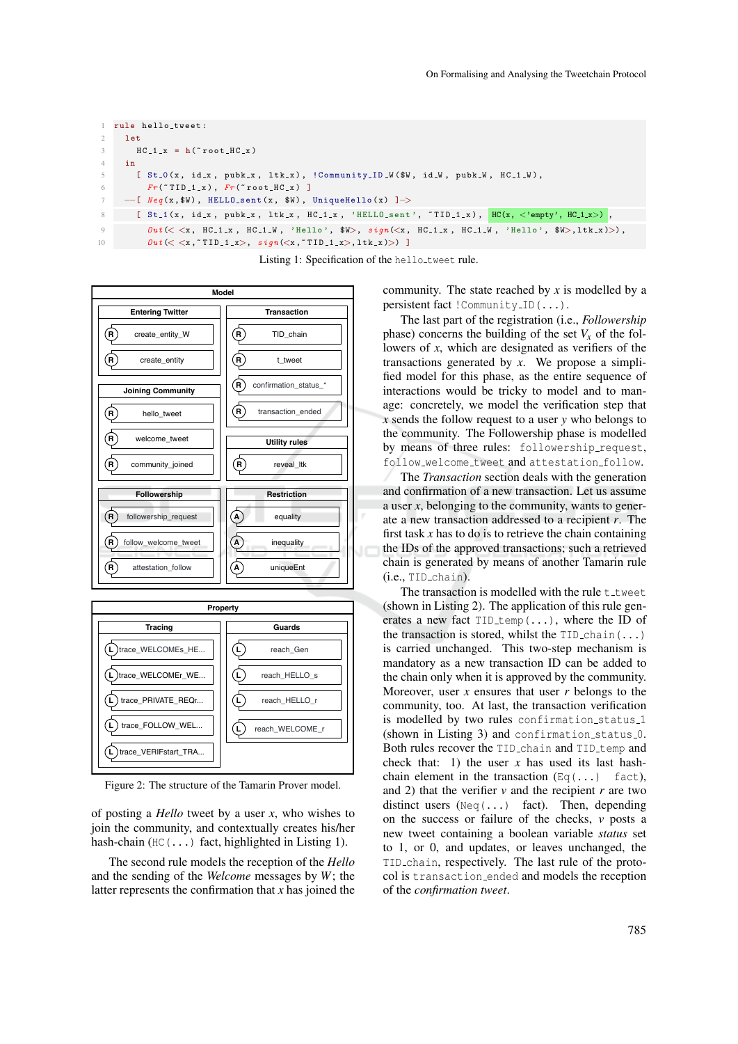```
1  rule hello_tweet:
2    let
3      HC_1_x = h(~root_HC_x)
4    in
5      [ St_0(x, id_x, pubk_x, ltk_x), !Community_ID_W($W, id_W, pubk_W, HC_1_W),
6        Fr(~TID_1_x), Fr(~root_HC_x) ]
7    --[ Neg(x,$W), HELLO_sent(x, $W), UniqueHello(x) ]->
8      [ St_1(x, id_x, pubk_x, ltk_x, HC_1_x, 'HELLO_sent', ~TID_1_x), HC(x, <'empty', HC_1_x>),
9        Out(< <x, HC_1_x, HC_1_W, 'Hello', $W>, sign(<x, HC_1_x, HC_1_W, 'Hello', $W>,ltk_x)>),
10       Out(< <x,~TID_1_x>, sign(<x,~TID_1_x>,ltk_x)>) ]
```

Listing 1: Specification of the hello_tweet rule.

**Model**

- **Entering Twitter**: (R) create_entity_W; (R) create_entity
- **Joining Community**: (R) hello_tweet; (R) welcome_tweet; (R) community_joined
- **Followership**: (R) followership_request; (R) follow_welcome_tweet; (R) attestation_follow
- **Transaction**: (R) TID_chain; (R) t_tweet; (R) confirmation_status_*; (R) transaction_ended
- **Utility rules**: (R) reveal_ltk
- **Restriction**: (A) equality; (A) inequality; (A) uniqueEnt

**Property**

- **Tracing**: (L) trace_WELCOMEs_HE...; (L) trace_WELCOMEr_WE...; (L) trace_PRIVATE_REQr...; (L) trace_FOLLOW_WEL...; (L) trace_VERIFstart_TRA...
- **Guards**: (L) reach_Gen; (L) reach_HELLO_s; (L) reach_HELLO_r; (L) reach_WELCOME_r

Figure 2: The structure of the Tamarin Prover model.

of posting a *Hello* tweet by a user $x$, who wishes to join the community, and contextually creates his/her hash-chain (HC(...) fact, highlighted in Listing 1).

The second rule models the reception of the *Hello* and the sending of the *Welcome* messages by $W$; the latter represents the confirmation that $x$ has joined the community. The state reached by $x$ is modelled by a persistent fact !Community_ID(...).

The last part of the registration (i.e., *Followership* phase) concerns the building of the set $V_x$ of the followers of $x$, which are designated as verifiers of the transactions generated by $x$. We propose a simplified model for this phase, as the entire sequence of interactions would be tricky to model and to manage: concretely, we model the verification step that $x$ sends the follow request to a user $y$ who belongs to the community. The Followership phase is modelled by means of three rules: followership_request, follow_welcome_tweet and attestation_follow.

The *Transaction* section deals with the generation and confirmation of a new transaction. Let us assume a user $x$, belonging to the community, wants to generate a new transaction addressed to a recipient $r$. The first task $x$ has to do is to retrieve the chain containing the IDs of the approved transactions; such a retrieved chain is generated by means of another Tamarin rule (i.e., TID_chain).

The transaction is modelled with the rule t_tweet (shown in Listing 2). The application of this rule generates a new fact TID_temp(...), where the ID of the transaction is stored, whilst the TID_chain(...) is carried unchanged. This two-step mechanism is mandatory as a new transaction ID can be added to the chain only when it is approved by the community. Moreover, user $x$ ensures that user $r$ belongs to the community, too. At last, the transaction verification is modelled by two rules confirmation_status_1 (shown in Listing 3) and confirmation_status_0. Both rules recover the TID_chain and TID_temp and check that: 1) the user $x$ has used its last hash-chain element in the transaction (Eq(...) fact), and 2) that the verifier $v$ and the recipient $r$ are two distinct users (Neq(...) fact). Then, depending on the success or failure of the checks, $v$ posts a new tweet containing a boolean variable *status* set to 1, or 0, and updates, or leaves unchanged, the TID_chain, respectively. The last rule of the protocol is transaction_ended and models the reception of the *confirmation tweet*.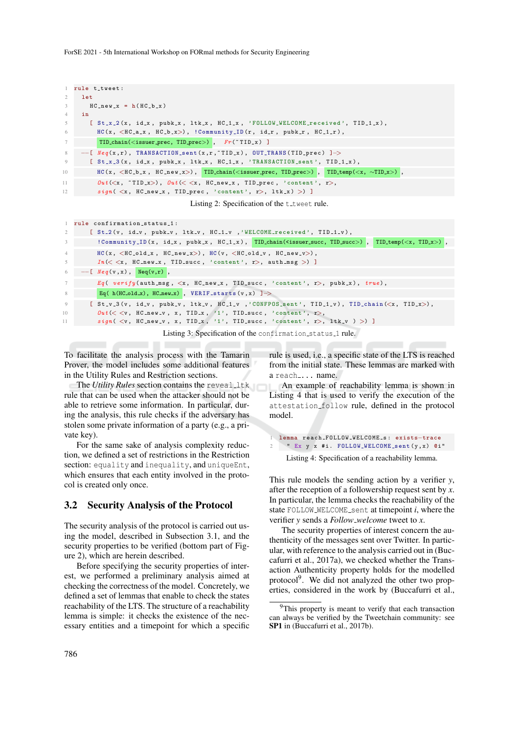```
rule t_tweet:
  let
    HC_new_x = h(HC_b_x)
  in
    [ St_x_2(x, id_x, pubk_x, ltk_x, HC_1_x, 'FOLLOW_WELCOME_received', TID_1_x),
      HC(x, <HC_a_x, HC_b_x>), !Community_ID(r, id_r, pubk_r, HC_1_r),
      TID_chain(<issuer_prec, TID_prec>), Fr(~TID_x) ]
  --[ Neq(x,r), TRANSACTION_sent(x,r,~TID_x), OUT_TRANS(TID_prec) ]->
    [ St_x_3(x, id_x, pubk_x, ltk_x, HC_1_x, 'TRANSACTION_sent', TID_1_x),
      HC(x, <HC_b_x, HC_new_x>), TID_chain(<issuer_prec, TID_prec>), TID_temp(<x, ~TID_x>),
      Out(<x, ~TID_x>), Out(< <x, HC_new_x, TID_prec, 'content', r>,
      sign( <x, HC_new_x, TID_prec, 'content', r>, ltk_x) >) ]
```

Listing 2: Specification of the t_tweet rule.

```
rule confirmation_status_1:
    [ St_2(v, id_v, pubk_v, ltk_v, HC_1_v ,'WELCOME_received', TID_1_v),
      !Community_ID(x, id_x, pubk_x, HC_1_x), TID_chain(<issuer_succ, TID_succ>), TID_temp(<x, TID_x>),
      HC(x, <HC_old_x, HC_new_x>), HC(v, <HC_old_v, HC_new_v>),
      In(< <x, HC_new_x, TID_succ, 'content', r>, auth_msg >) ]
  --[ Neq(v,x), Neq(v,r),
      Eq( verify(auth_msg, <x, HC_new_x, TID_succ, 'content', r>, pubk_x), true),
      Eq( h(HC_old_x), HC_new_x), VERIF_starts(v,x) ]->
    [ St_v_3(v, id_v, pubk_v, ltk_v, HC_1_v ,'CONFPOS_sent', TID_1_v), TID_chain(<x, TID_x>),
      Out(< <v, HC_new_v, x, TID_x, '1', TID_succ, 'content', r>,
      sign( <v, HC_new_v, x, TID_x, '1', TID_succ, 'content', r>, ltk_v ) >) ]
```

Listing 3: Specification of the confirmation_status_1 rule.

To facilitate the analysis process with the Tamarin Prover, the model includes some additional features in the Utility Rules and Restriction sections.

The *Utility Rules* section contains the reveal_ltk rule that can be used when the attacker should not be able to retrieve some information. In particular, during the analysis, this rule checks if the adversary has stolen some private information of a party (e.g., a private key).

For the same sake of analysis complexity reduction, we defined a set of restrictions in the Restriction section: equality and inequality, and uniqueEnt, which ensures that each entity involved in the protocol is created only once.

## 3.2 Security Analysis of the Protocol

The security analysis of the protocol is carried out using the model, described in Subsection 3.1, and the security properties to be verified (bottom part of Figure 2), which are herein described.

Before specifying the security properties of interest, we performed a preliminary analysis aimed at checking the correctness of the model. Concretely, we defined a set of lemmas that enable to check the states reachability of the LTS. The structure of a reachability lemma is simple: it checks the existence of the necessary entities and a timepoint for which a specific rule is used, i.e., a specific state of the LTS is reached from the initial state. These lemmas are marked with a reach_... name.

An example of reachability lemma is shown in Listing 4 that is used to verify the execution of the attestation_follow rule, defined in the protocol model.

```
lemma reach_FOLLOW_WELCOME_s: exists-trace
  " Ex y x #i. FOLLOW_WELCOME_sent(y,x) @i"
```

Listing 4: Specification of a reachability lemma.

This rule models the sending action by a verifier *y*, after the reception of a followership request sent by *x*. In particular, the lemma checks the reachability of the state FOLLOW_WELCOME_sent at timepoint *i*, where the verifier *y* sends a *Follow_welcome* tweet to *x*.

The security properties of interest concern the authenticity of the messages sent over Twitter. In particular, with reference to the analysis carried out in (Buccafurri et al., 2017a), we checked whether the Transaction Authenticity property holds for the modelled protocol[9]. We did not analyzed the other two properties, considered in the work by (Buccafurri et al.,

[9] This property is meant to verify that each transaction can always be verified by the Tweetchain community: see **SP1** in (Buccafurri et al., 2017b).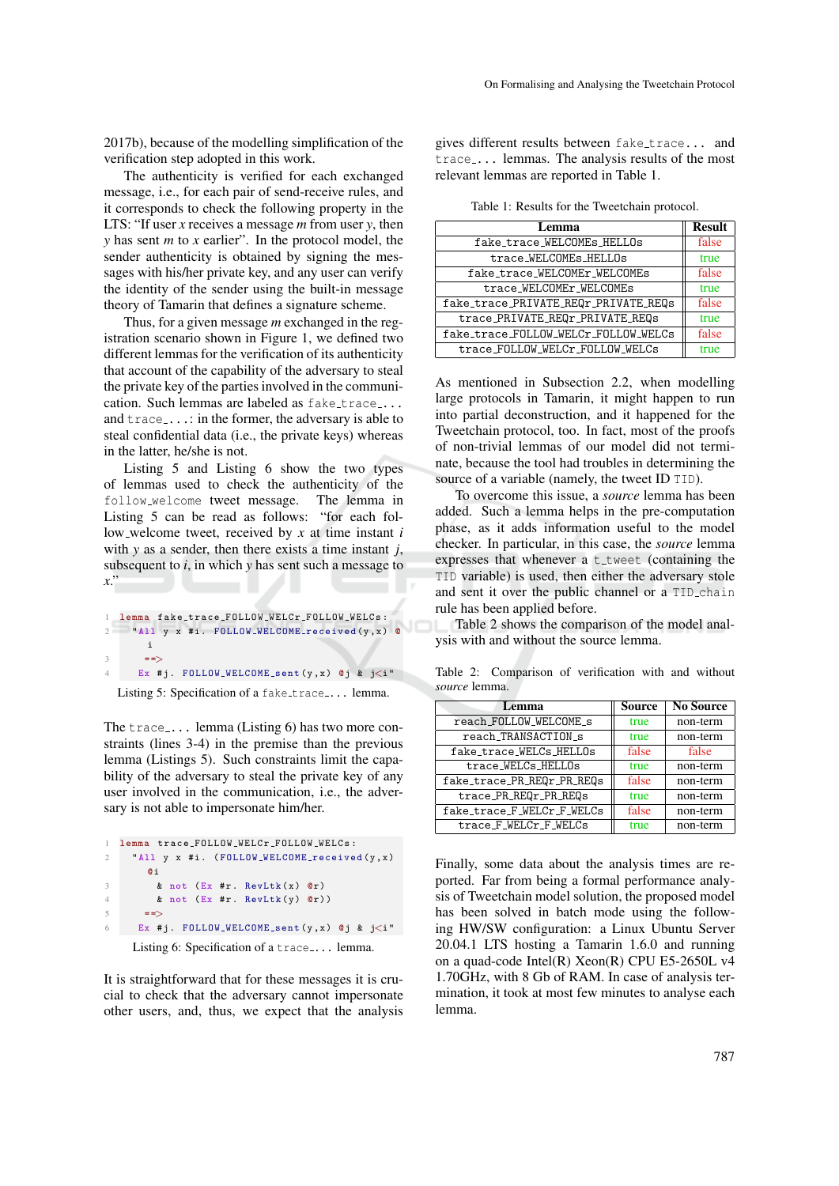2017b), because of the modelling simplification of the verification step adopted in this work.

The authenticity is verified for each exchanged message, i.e., for each pair of send-receive rules, and it corresponds to check the following property in the LTS: "If user *x* receives a message *m* from user *y*, then *y* has sent *m* to *x* earlier". In the protocol model, the sender authenticity is obtained by signing the messages with his/her private key, and any user can verify the identity of the sender using the built-in message theory of Tamarin that defines a signature scheme.

Thus, for a given message *m* exchanged in the registration scenario shown in Figure 1, we defined two different lemmas for the verification of its authenticity that account of the capability of the adversary to steal the private key of the parties involved in the communication. Such lemmas are labeled as `fake_trace_...` and `trace_...`: in the former, the adversary is able to steal confidential data (i.e., the private keys) whereas in the latter, he/she is not.

Listing 5 and Listing 6 show the two types of lemmas used to check the authenticity of the `follow_welcome` tweet message. The lemma in Listing 5 can be read as follows: "for each follow_welcome tweet, received by *x* at time instant *i* with *y* as a sender, then there exists a time instant *j*, subsequent to *i*, in which *y* has sent such a message to *x*."

```
1 lemma fake_trace_FOLLOW_WELCr_FOLLOW_WELCs:
2   "All y x #i. FOLLOW_WELCOME_received(y,x) @
      i
3     ==>
4   Ex #j. FOLLOW_WELCOME_sent(y,x) @j & j<i"
```

Listing 5: Specification of a `fake_trace_...` lemma.

The `trace_...` lemma (Listing 6) has two more constraints (lines 3-4) in the premise than the previous lemma (Listings 5). Such constraints limit the capability of the adversary to steal the private key of any user involved in the communication, i.e., the adversary is not able to impersonate him/her.

```
1 lemma trace_FOLLOW_WELCr_FOLLOW_WELCs:
2   "All y x #i. (FOLLOW_WELCOME_received(y,x)
      @i
3       & not (Ex #r. RevLtk(x) @r)
4       & not (Ex #r. RevLtk(y) @r))
5     ==>
6   Ex #j. FOLLOW_WELCOME_sent(y,x) @j & j<i"
```

Listing 6: Specification of a `trace_...` lemma.

It is straightforward that for these messages it is crucial to check that the adversary cannot impersonate other users, and, thus, we expect that the analysis gives different results between `fake_trace...` and `trace_...` lemmas. The analysis results of the most relevant lemmas are reported in Table 1.

Table 1: Results for the Tweetchain protocol.

| Lemma | Result |
|---|---|
| fake_trace_WELCOMEs_HELLOs | false |
| trace_WELCOMEs_HELLOs | true |
| fake_trace_WELCOMEr_WELCOMEs | false |
| trace_WELCOMEr_WELCOMEs | true |
| fake_trace_PRIVATE_REQr_PRIVATE_REQs | false |
| trace_PRIVATE_REQr_PRIVATE_REQs | true |
| fake_trace_FOLLOW_WELCr_FOLLOW_WELCs | false |
| trace_FOLLOW_WELCr_FOLLOW_WELCs | true |

As mentioned in Subsection 2.2, when modelling large protocols in Tamarin, it might happen to run into partial deconstruction, and it happened for the Tweetchain protocol, too. In fact, most of the proofs of non-trivial lemmas of our model did not terminate, because the tool had troubles in determining the source of a variable (namely, the tweet ID `TID`).

To overcome this issue, a *source* lemma has been added. Such a lemma helps in the pre-computation phase, as it adds information useful to the model checker. In particular, in this case, the *source* lemma expresses that whenever a `t_tweet` (containing the `TID` variable) is used, then either the adversary stole and sent it over the public channel or a `TID_chain` rule has been applied before.

Table 2 shows the comparison of the model analysis with and without the source lemma.

Table 2: Comparison of verification with and without *source* lemma.

| Lemma | Source | No Source |
|---|---|---|
| reach_FOLLOW_WELCOME_s | true | non-term |
| reach_TRANSACTION_s | true | non-term |
| fake_trace_WELCs_HELLOs | false | false |
| trace_WELCs_HELLOs | true | non-term |
| fake_trace_PR_REQr_PR_REQs | false | non-term |
| trace_PR_REQr_PR_REQs | true | non-term |
| fake_trace_F_WELCr_F_WELCs | false | non-term |
| trace_F_WELCr_F_WELCs | true | non-term |

Finally, some data about the analysis times are reported. Far from being a formal performance analysis of Tweetchain model solution, the proposed model has been solved in batch mode using the following HW/SW configuration: a Linux Ubuntu Server 20.04.1 LTS hosting a Tamarin 1.6.0 and running on a quad-code Intel(R) Xeon(R) CPU E5-2650L v4 1.70GHz, with 8 Gb of RAM. In case of analysis termination, it took at most few minutes to analyse each lemma.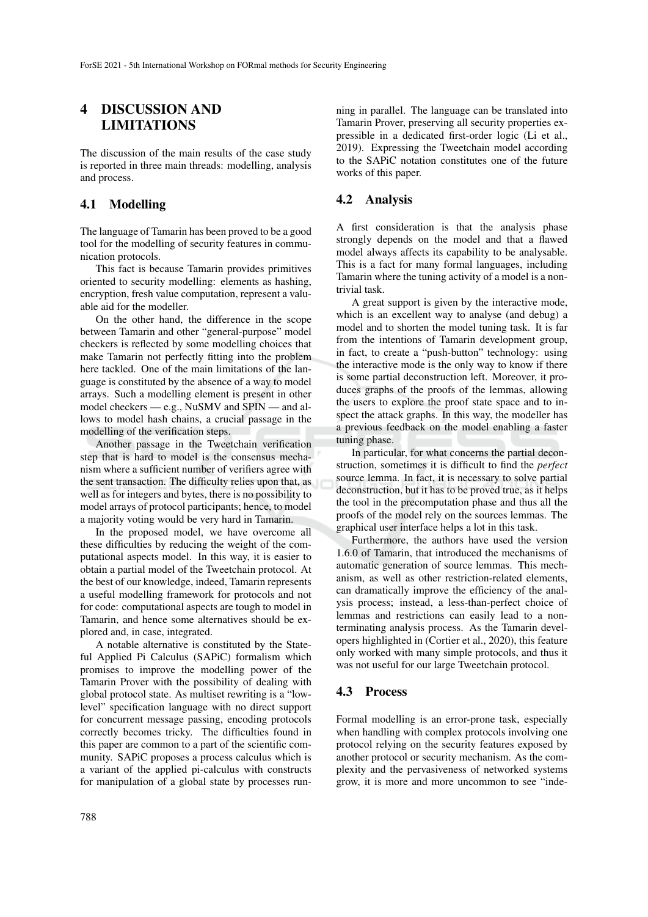# 4 DISCUSSION AND LIMITATIONS

The discussion of the main results of the case study is reported in three main threads: modelling, analysis and process.

## 4.1 Modelling

The language of Tamarin has been proved to be a good tool for the modelling of security features in communication protocols.

This fact is because Tamarin provides primitives oriented to security modelling: elements as hashing, encryption, fresh value computation, represent a valuable aid for the modeller.

On the other hand, the difference in the scope between Tamarin and other "general-purpose" model checkers is reflected by some modelling choices that make Tamarin not perfectly fitting into the problem here tackled. One of the main limitations of the language is constituted by the absence of a way to model arrays. Such a modelling element is present in other model checkers — e.g., NuSMV and SPIN — and allows to model hash chains, a crucial passage in the modelling of the verification steps.

Another passage in the Tweetchain verification step that is hard to model is the consensus mechanism where a sufficient number of verifiers agree with the sent transaction. The difficulty relies upon that, as well as for integers and bytes, there is no possibility to model arrays of protocol participants; hence, to model a majority voting would be very hard in Tamarin.

In the proposed model, we have overcome all these difficulties by reducing the weight of the computational aspects model. In this way, it is easier to obtain a partial model of the Tweetchain protocol. At the best of our knowledge, indeed, Tamarin represents a useful modelling framework for protocols and not for code: computational aspects are tough to model in Tamarin, and hence some alternatives should be explored and, in case, integrated.

A notable alternative is constituted by the Stateful Applied Pi Calculus (SAPiC) formalism which promises to improve the modelling power of the Tamarin Prover with the possibility of dealing with global protocol state. As multiset rewriting is a "low-level" specification language with no direct support for concurrent message passing, encoding protocols correctly becomes tricky. The difficulties found in this paper are common to a part of the scientific community. SAPiC proposes a process calculus which is a variant of the applied pi-calculus with constructs for manipulation of a global state by processes running in parallel. The language can be translated into Tamarin Prover, preserving all security properties expressible in a dedicated first-order logic (Li et al., 2019). Expressing the Tweetchain model according to the SAPiC notation constitutes one of the future works of this paper.

## 4.2 Analysis

A first consideration is that the analysis phase strongly depends on the model and that a flawed model always affects its capability to be analysable. This is a fact for many formal languages, including Tamarin where the tuning activity of a model is a non-trivial task.

A great support is given by the interactive mode, which is an excellent way to analyse (and debug) a model and to shorten the model tuning task. It is far from the intentions of Tamarin development group, in fact, to create a "push-button" technology: using the interactive mode is the only way to know if there is some partial deconstruction left. Moreover, it produces graphs of the proofs of the lemmas, allowing the users to explore the proof state space and to inspect the attack graphs. In this way, the modeller has a previous feedback on the model enabling a faster tuning phase.

In particular, for what concerns the partial deconstruction, sometimes it is difficult to find the *perfect* source lemma. In fact, it is necessary to solve partial deconstruction, but it has to be proved true, as it helps the tool in the precomputation phase and thus all the proofs of the model rely on the sources lemmas. The graphical user interface helps a lot in this task.

Furthermore, the authors have used the version 1.6.0 of Tamarin, that introduced the mechanisms of automatic generation of source lemmas. This mechanism, as well as other restriction-related elements, can dramatically improve the efficiency of the analysis process; instead, a less-than-perfect choice of lemmas and restrictions can easily lead to a non-terminating analysis process. As the Tamarin developers highlighted in (Cortier et al., 2020), this feature only worked with many simple protocols, and thus it was not useful for our large Tweetchain protocol.

## 4.3 Process

Formal modelling is an error-prone task, especially when handling with complex protocols involving one protocol relying on the security features exposed by another protocol or security mechanism. As the complexity and the pervasiveness of networked systems grow, it is more and more uncommon to see "inde-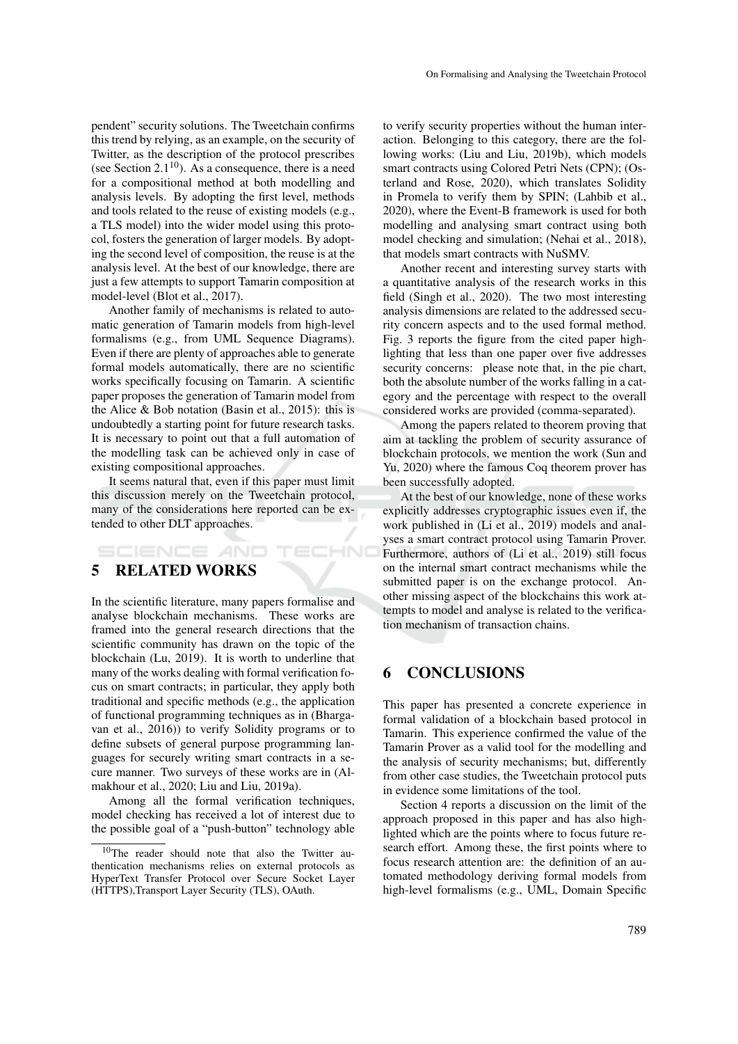pendent" security solutions. The Tweetchain confirms this trend by relying, as an example, on the security of Twitter, as the description of the protocol prescribes (see Section 2.1[10]). As a consequence, there is a need for a compositional method at both modelling and analysis levels. By adopting the first level, methods and tools related to the reuse of existing models (e.g., a TLS model) into the wider model using this protocol, fosters the generation of larger models. By adopting the second level of composition, the reuse is at the analysis level. At the best of our knowledge, there are just a few attempts to support Tamarin composition at model-level (Blot et al., 2017).

Another family of mechanisms is related to automatic generation of Tamarin models from high-level formalisms (e.g., from UML Sequence Diagrams). Even if there are plenty of approaches able to generate formal models automatically, there are no scientific works specifically focusing on Tamarin. A scientific paper proposes the generation of Tamarin model from the Alice & Bob notation (Basin et al., 2015): this is undoubtedly a starting point for future research tasks. It is necessary to point out that a full automation of the modelling task can be achieved only in case of existing compositional approaches.

It seems natural that, even if this paper must limit this discussion merely on the Tweetchain protocol, many of the considerations here reported can be extended to other DLT approaches.

## 5 RELATED WORKS

In the scientific literature, many papers formalise and analyse blockchain mechanisms. These works are framed into the general research directions that the scientific community has drawn on the topic of the blockchain (Lu, 2019). It is worth to underline that many of the works dealing with formal verification focus on smart contracts; in particular, they apply both traditional and specific methods (e.g., the application of functional programming techniques as in (Bhargavan et al., 2016)) to verify Solidity programs or to define subsets of general purpose programming languages for securely writing smart contracts in a secure manner. Two surveys of these works are in (Almakhour et al., 2020; Liu and Liu, 2019a).

Among all the formal verification techniques, model checking has received a lot of interest due to the possible goal of a "push-button" technology able to verify security properties without the human interaction. Belonging to this category, there are the following works: (Liu and Liu, 2019b), which models smart contracts using Colored Petri Nets (CPN); (Osterland and Rose, 2020), which translates Solidity in Promela to verify them by SPIN; (Lahbib et al., 2020), where the Event-B framework is used for both modelling and analysing smart contract using both model checking and simulation; (Nehai et al., 2018), that models smart contracts with NuSMV.

Another recent and interesting survey starts with a quantitative analysis of the research works in this field (Singh et al., 2020). The two most interesting analysis dimensions are related to the addressed security concern aspects and to the used formal method. Fig. 3 reports the figure from the cited paper highlighting that less than one paper over five addresses security concerns: please note that, in the pie chart, both the absolute number of the works falling in a category and the percentage with respect to the overall considered works are provided (comma-separated).

Among the papers related to theorem proving that aim at tackling the problem of security assurance of blockchain protocols, we mention the work (Sun and Yu, 2020) where the famous Coq theorem prover has been successfully adopted.

At the best of our knowledge, none of these works explicitly addresses cryptographic issues even if, the work published in (Li et al., 2019) models and analyses a smart contract protocol using Tamarin Prover. Furthermore, authors of (Li et al., 2019) still focus on the internal smart contract mechanisms while the submitted paper is on the exchange protocol. Another missing aspect of the blockchains this work attempts to model and analyse is related to the verification mechanism of transaction chains.

## 6 CONCLUSIONS

This paper has presented a concrete experience in formal validation of a blockchain based protocol in Tamarin. This experience confirmed the value of the Tamarin Prover as a valid tool for the modelling and the analysis of security mechanisms; but, differently from other case studies, the Tweetchain protocol puts in evidence some limitations of the tool.

Section 4 reports a discussion on the limit of the approach proposed in this paper and has also highlighted which are the points where to focus future research effort. Among these, the first points where to focus research attention are: the definition of an automated methodology deriving formal models from high-level formalisms (e.g., UML, Domain Specific

[10] The reader should note that also the Twitter authentication mechanisms relies on external protocols as HyperText Transfer Protocol over Secure Socket Layer (HTTPS),Transport Layer Security (TLS), OAuth.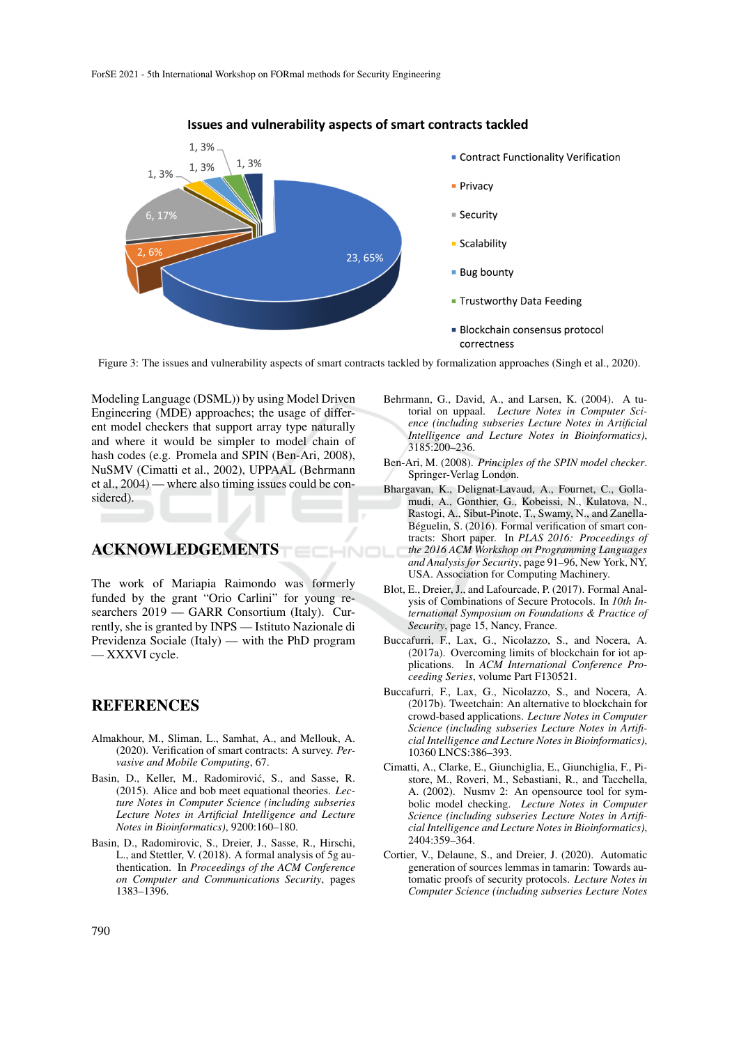Issues and vulnerability aspects of smart contracts tackled

23, 65%
2, 6%
6, 17%
1, 3%
1, 3%
1, 3%
1, 3%

Contract Functionality Verification
Privacy
Security
Scalability
Bug bounty
Trustworthy Data Feeding
Blockchain consensus protocol correctness

Figure 3: The issues and vulnerability aspects of smart contracts tackled by formalization approaches (Singh et al., 2020).

Modeling Language (DSML)) by using Model Driven Engineering (MDE) approaches; the usage of different model checkers that support array type naturally and where it would be simpler to model chain of hash codes (e.g. Promela and SPIN (Ben-Ari, 2008), NuSMV (Cimatti et al., 2002), UPPAAL (Behrmann et al., 2004) — where also timing issues could be considered).

## ACKNOWLEDGEMENTS

The work of Mariapia Raimondo was formerly funded by the grant "Orio Carlini" for young researchers 2019 — GARR Consortium (Italy). Currently, she is granted by INPS — Istituto Nazionale di Previdenza Sociale (Italy) — with the PhD program — XXXVI cycle.

## REFERENCES

Almakhour, M., Sliman, L., Samhat, A., and Mellouk, A. (2020). Verification of smart contracts: A survey. *Pervasive and Mobile Computing*, 67.

Basin, D., Keller, M., Radomirović, S., and Sasse, R. (2015). Alice and bob meet equational theories. *Lecture Notes in Computer Science (including subseries Lecture Notes in Artificial Intelligence and Lecture Notes in Bioinformatics)*, 9200:160–180.

Basin, D., Radomirovic, S., Dreier, J., Sasse, R., Hirschi, L., and Stettler, V. (2018). A formal analysis of 5g authentication. In *Proceedings of the ACM Conference on Computer and Communications Security*, pages 1383–1396.

Behrmann, G., David, A., and Larsen, K. (2004). A tutorial on uppaal. *Lecture Notes in Computer Science (including subseries Lecture Notes in Artificial Intelligence and Lecture Notes in Bioinformatics)*, 3185:200–236.

Ben-Ari, M. (2008). *Principles of the SPIN model checker*. Springer-Verlag London.

Bhargavan, K., Delignat-Lavaud, A., Fournet, C., Gollamudi, A., Gonthier, G., Kobeissi, N., Kulatova, N., Rastogi, A., Sibut-Pinote, T., Swamy, N., and Zanella-Béguelin, S. (2016). Formal verification of smart contracts: Short paper. In *PLAS 2016: Proceedings of the 2016 ACM Workshop on Programming Languages and Analysis for Security*, page 91–96, New York, NY, USA. Association for Computing Machinery.

Blot, E., Dreier, J., and Lafourcade, P. (2017). Formal Analysis of Combinations of Secure Protocols. In *10th International Symposium on Foundations & Practice of Security*, page 15, Nancy, France.

Buccafurri, F., Lax, G., Nicolazzo, S., and Nocera, A. (2017a). Overcoming limits of blockchain for iot applications. In *ACM International Conference Proceeding Series*, volume Part F130521.

Buccafurri, F., Lax, G., Nicolazzo, S., and Nocera, A. (2017b). Tweetchain: An alternative to blockchain for crowd-based applications. *Lecture Notes in Computer Science (including subseries Lecture Notes in Artificial Intelligence and Lecture Notes in Bioinformatics)*, 10360 LNCS:386–393.

Cimatti, A., Clarke, E., Giunchiglia, E., Giunchiglia, F., Pistore, M., Roveri, M., Sebastiani, R., and Tacchella, A. (2002). Nusmv 2: An opensource tool for symbolic model checking. *Lecture Notes in Computer Science (including subseries Lecture Notes in Artificial Intelligence and Lecture Notes in Bioinformatics)*, 2404:359–364.

Cortier, V., Delaune, S., and Dreier, J. (2020). Automatic generation of sources lemmas in tamarin: Towards automatic proofs of security protocols. *Lecture Notes in Computer Science (including subseries Lecture Notes*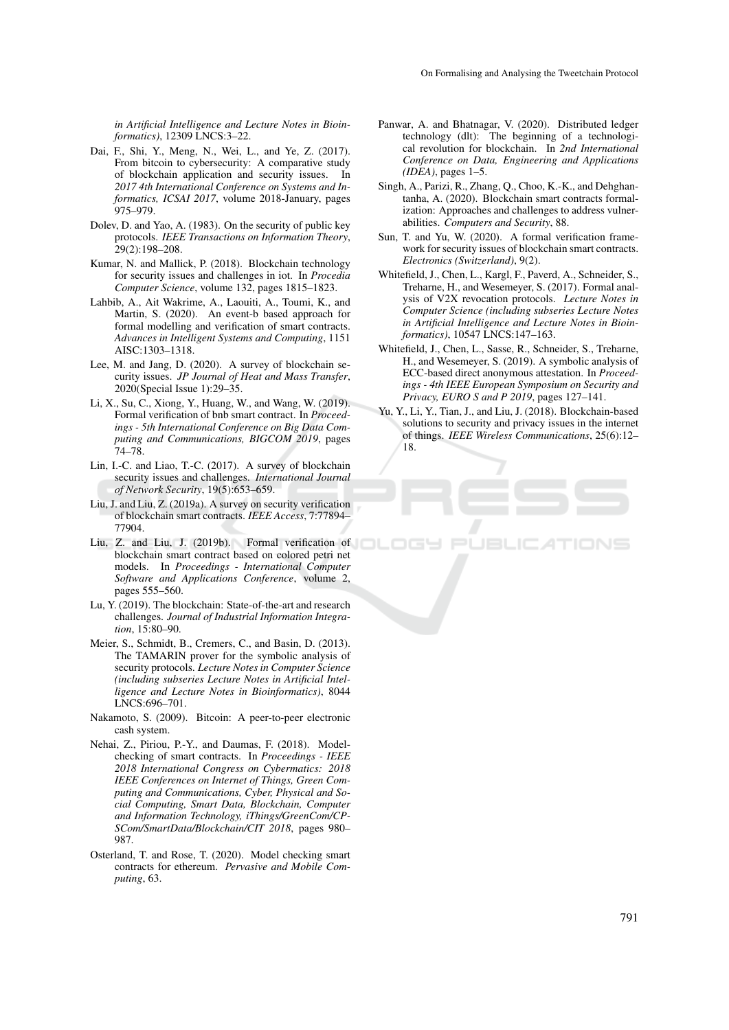*in Artificial Intelligence and Lecture Notes in Bioinformatics)*, 12309 LNCS:3–22.

Dai, F., Shi, Y., Meng, N., Wei, L., and Ye, Z. (2017). From bitcoin to cybersecurity: A comparative study of blockchain application and security issues. In *2017 4th International Conference on Systems and Informatics, ICSAI 2017*, volume 2018-January, pages 975–979.

Dolev, D. and Yao, A. (1983). On the security of public key protocols. *IEEE Transactions on Information Theory*, 29(2):198–208.

Kumar, N. and Mallick, P. (2018). Blockchain technology for security issues and challenges in iot. In *Procedia Computer Science*, volume 132, pages 1815–1823.

Lahbib, A., Ait Wakrime, A., Laouiti, A., Toumi, K., and Martin, S. (2020). An event-b based approach for formal modelling and verification of smart contracts. *Advances in Intelligent Systems and Computing*, 1151 AISC:1303–1318.

Lee, M. and Jang, D. (2020). A survey of blockchain security issues. *JP Journal of Heat and Mass Transfer*, 2020(Special Issue 1):29–35.

Li, X., Su, C., Xiong, Y., Huang, W., and Wang, W. (2019). Formal verification of bnb smart contract. In *Proceedings - 5th International Conference on Big Data Computing and Communications, BIGCOM 2019*, pages 74–78.

Lin, I.-C. and Liao, T.-C. (2017). A survey of blockchain security issues and challenges. *International Journal of Network Security*, 19(5):653–659.

Liu, J. and Liu, Z. (2019a). A survey on security verification of blockchain smart contracts. *IEEE Access*, 7:77894–77904.

Liu, Z. and Liu, J. (2019b). Formal verification of blockchain smart contract based on colored petri net models. In *Proceedings - International Computer Software and Applications Conference*, volume 2, pages 555–560.

Lu, Y. (2019). The blockchain: State-of-the-art and research challenges. *Journal of Industrial Information Integration*, 15:80–90.

Meier, S., Schmidt, B., Cremers, C., and Basin, D. (2013). The TAMARIN prover for the symbolic analysis of security protocols. *Lecture Notes in Computer Science (including subseries Lecture Notes in Artificial Intelligence and Lecture Notes in Bioinformatics)*, 8044 LNCS:696–701.

Nakamoto, S. (2009). Bitcoin: A peer-to-peer electronic cash system.

Nehai, Z., Piriou, P.-Y., and Daumas, F. (2018). Model-checking of smart contracts. In *Proceedings - IEEE 2018 International Congress on Cybermatics: 2018 IEEE Conferences on Internet of Things, Green Computing and Communications, Cyber, Physical and Social Computing, Smart Data, Blockchain, Computer and Information Technology, iThings/GreenCom/CPSCom/SmartData/Blockchain/CIT 2018*, pages 980–987.

Osterland, T. and Rose, T. (2020). Model checking smart contracts for ethereum. *Pervasive and Mobile Computing*, 63.

Panwar, A. and Bhatnagar, V. (2020). Distributed ledger technology (dlt): The beginning of a technological revolution for blockchain. In *2nd International Conference on Data, Engineering and Applications (IDEA)*, pages 1–5.

Singh, A., Parizi, R., Zhang, Q., Choo, K.-K., and Dehghantanha, A. (2020). Blockchain smart contracts formalization: Approaches and challenges to address vulnerabilities. *Computers and Security*, 88.

Sun, T. and Yu, W. (2020). A formal verification framework for security issues of blockchain smart contracts. *Electronics (Switzerland)*, 9(2).

Whitefield, J., Chen, L., Kargl, F., Paverd, A., Schneider, S., Treharne, H., and Wesemeyer, S. (2017). Formal analysis of V2X revocation protocols. *Lecture Notes in Computer Science (including subseries Lecture Notes in Artificial Intelligence and Lecture Notes in Bioinformatics)*, 10547 LNCS:147–163.

Whitefield, J., Chen, L., Sasse, R., Schneider, S., Treharne, H., and Wesemeyer, S. (2019). A symbolic analysis of ECC-based direct anonymous attestation. In *Proceedings - 4th IEEE European Symposium on Security and Privacy, EURO S and P 2019*, pages 127–141.

Yu, Y., Li, Y., Tian, J., and Liu, J. (2018). Blockchain-based solutions to security and privacy issues in the internet of things. *IEEE Wireless Communications*, 25(6):12–18.